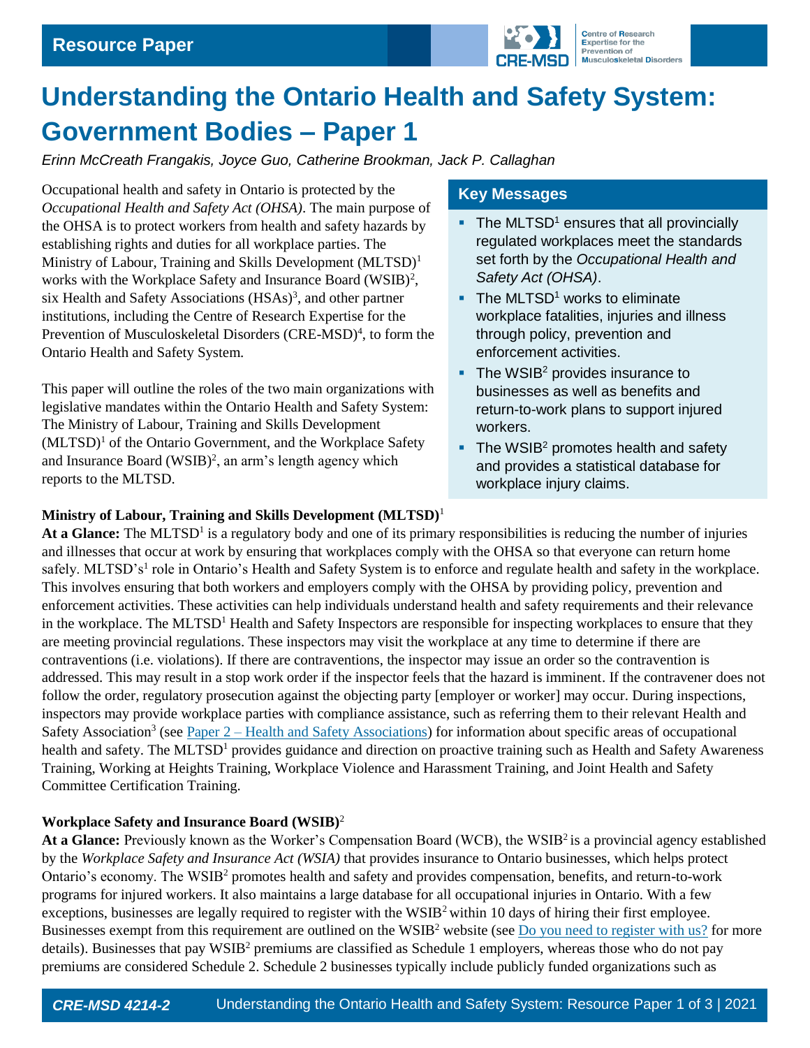Resource Paper

# Understanding the Ontario Health and Safety System: Government Bodies – Paper 1

*Erinn McCreath Frangakis, Joyce Guo, Catherine Brookman, Jack P. Callaghan*

Occupational health and safety in Ontario is protected by the *Occupational Health and Safety Act (OHSA)*. The main purpose of the OHSA is to protect workers from health and safety hazards by establishing rights and duties for all workplace parties. The Ministry of Labour, Training and Skills Development (MLTSD)[1] works with the Workplace Safety and Insurance Board (WSIB)[2], six Health and Safety Associations (HSAs)[3], and other partner institutions, including the Centre of Research Expertise for the Prevention of Musculoskeletal Disorders (CRE-MSD)[4], to form the Ontario Health and Safety System.

This paper will outline the roles of the two main organizations with legislative mandates within the Ontario Health and Safety System: The Ministry of Labour, Training and Skills Development (MLTSD)[1] of the Ontario Government, and the Workplace Safety and Insurance Board (WSIB)[2], an arm's length agency which reports to the MLTSD.

## Key Messages

- The MLTSD[1] ensures that all provincially regulated workplaces meet the standards set forth by the *Occupational Health and Safety Act (OHSA)*.
- The MLTSD[1] works to eliminate workplace fatalities, injuries and illness through policy, prevention and enforcement activities.
- The WSIB[2] provides insurance to businesses as well as benefits and return-to-work plans to support injured workers.
- The WSIB[2] promotes health and safety and provides a statistical database for workplace injury claims.

### Ministry of Labour, Training and Skills Development (MLTSD)[1]

**At a Glance:** The MLTSD[1] is a regulatory body and one of its primary responsibilities is reducing the number of injuries and illnesses that occur at work by ensuring that workplaces comply with the OHSA so that everyone can return home safely. MLTSD's[1] role in Ontario's Health and Safety System is to enforce and regulate health and safety in the workplace. This involves ensuring that both workers and employers comply with the OHSA by providing policy, prevention and enforcement activities. These activities can help individuals understand health and safety requirements and their relevance in the workplace. The MLTSD[1] Health and Safety Inspectors are responsible for inspecting workplaces to ensure that they are meeting provincial regulations. These inspectors may visit the workplace at any time to determine if there are contraventions (i.e. violations). If there are contraventions, the inspector may issue an order so the contravention is addressed. This may result in a stop work order if the inspector feels that the hazard is imminent. If the contravener does not follow the order, regulatory prosecution against the objecting party [employer or worker] may occur. During inspections, inspectors may provide workplace parties with compliance assistance, such as referring them to their relevant Health and Safety Association[3] (see Paper 2 – Health and Safety Associations) for information about specific areas of occupational health and safety. The MLTSD[1] provides guidance and direction on proactive training such as Health and Safety Awareness Training, Working at Heights Training, Workplace Violence and Harassment Training, and Joint Health and Safety Committee Certification Training.

### Workplace Safety and Insurance Board (WSIB)[2]

**At a Glance:** Previously known as the Worker's Compensation Board (WCB), the WSIB[2] is a provincial agency established by the *Workplace Safety and Insurance Act (WSIA)* that provides insurance to Ontario businesses, which helps protect Ontario's economy. The WSIB[2] promotes health and safety and provides compensation, benefits, and return-to-work programs for injured workers. It also maintains a large database for all occupational injuries in Ontario. With a few exceptions, businesses are legally required to register with the WSIB[2] within 10 days of hiring their first employee. Businesses exempt from this requirement are outlined on the WSIB[2] website (see Do you need to register with us? for more details). Businesses that pay WSIB[2] premiums are classified as Schedule 1 employers, whereas those who do not pay premiums are considered Schedule 2. Schedule 2 businesses typically include publicly funded organizations such as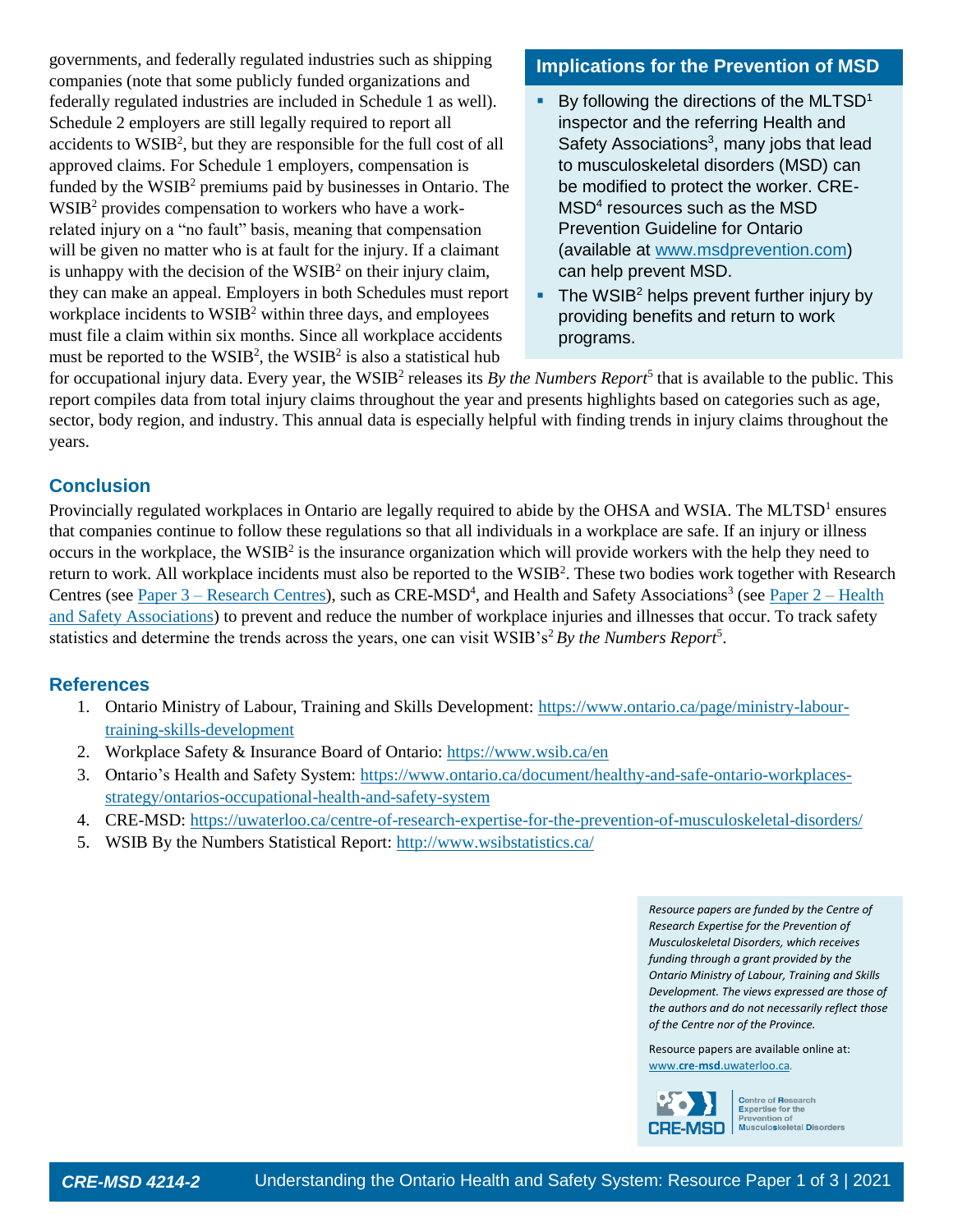governments, and federally regulated industries such as shipping companies (note that some publicly funded organizations and federally regulated industries are included in Schedule 1 as well). Schedule 2 employers are still legally required to report all accidents to WSIB[2], but they are responsible for the full cost of all approved claims. For Schedule 1 employers, compensation is funded by the WSIB[2] premiums paid by businesses in Ontario. The WSIB[2] provides compensation to workers who have a work-related injury on a "no fault" basis, meaning that compensation will be given no matter who is at fault for the injury. If a claimant is unhappy with the decision of the WSIB[2] on their injury claim, they can make an appeal. Employers in both Schedules must report workplace incidents to WSIB[2] within three days, and employees must file a claim within six months. Since all workplace accidents must be reported to the WSIB[2], the WSIB[2] is also a statistical hub for occupational injury data. Every year, the WSIB[2] releases its *By the Numbers Report*[5] that is available to the public. This report compiles data from total injury claims throughout the year and presents highlights based on categories such as age, sector, body region, and industry. This annual data is especially helpful with finding trends in injury claims throughout the years.

## Implications for the Prevention of MSD

- By following the directions of the MLTSD[1] inspector and the referring Health and Safety Associations[3], many jobs that lead to musculoskeletal disorders (MSD) can be modified to protect the worker. CRE-MSD[4] resources such as the MSD Prevention Guideline for Ontario (available at www.msdprevention.com) can help prevent MSD.
- The WSIB[2] helps prevent further injury by providing benefits and return to work programs.

## Conclusion

Provincially regulated workplaces in Ontario are legally required to abide by the OHSA and WSIA. The MLTSD[1] ensures that companies continue to follow these regulations so that all individuals in a workplace are safe. If an injury or illness occurs in the workplace, the WSIB[2] is the insurance organization which will provide workers with the help they need to return to work. All workplace incidents must also be reported to the WSIB[2]. These two bodies work together with Research Centres (see Paper 3 – Research Centres), such as CRE-MSD[4], and Health and Safety Associations[3] (see Paper 2 – Health and Safety Associations) to prevent and reduce the number of workplace injuries and illnesses that occur. To track safety statistics and determine the trends across the years, one can visit WSIB's[2] *By the Numbers Report*[5].

## References

1. Ontario Ministry of Labour, Training and Skills Development: https://www.ontario.ca/page/ministry-labour-training-skills-development
2. Workplace Safety & Insurance Board of Ontario: https://www.wsib.ca/en
3. Ontario's Health and Safety System: https://www.ontario.ca/document/healthy-and-safe-ontario-workplaces-strategy/ontarios-occupational-health-and-safety-system
4. CRE-MSD: https://uwaterloo.ca/centre-of-research-expertise-for-the-prevention-of-musculoskeletal-disorders/
5. WSIB By the Numbers Statistical Report: http://www.wsibstatistics.ca/

*Resource papers are funded by the Centre of Research Expertise for the Prevention of Musculoskeletal Disorders, which receives funding through a grant provided by the Ontario Ministry of Labour, Training and Skills Development. The views expressed are those of the authors and do not necessarily reflect those of the Centre nor of the Province.*

Resource papers are available online at: www.cre-msd.uwaterloo.ca.

CRE-MSD | Centre of Research Expertise for the Prevention of Musculoskeletal Disorders

**CRE-MSD 4214-2** Understanding the Ontario Health and Safety System: Resource Paper 1 of 3 | 2021